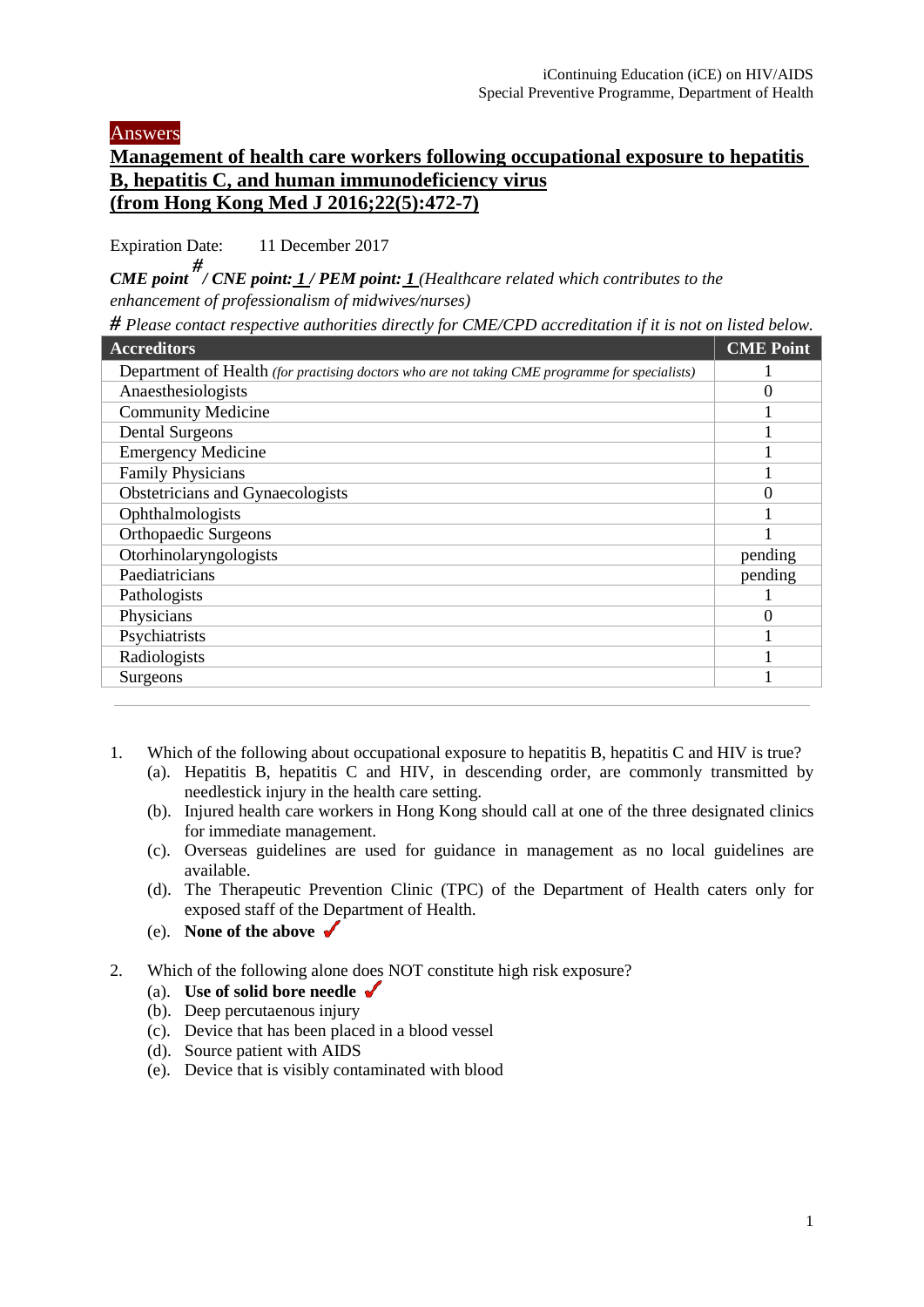Answers

## Management of health care workers following occupational exposure to hepatitis B, hepatitis C, and human immunodeficiency virus (from Hong Kong Med J 2016;22(5):472-7)

Expiration Date: 11 December 2017

***CME point*** # ***/ CNE point: 1 / PEM point: 1*** *(Healthcare related which contributes to the enhancement of professionalism of midwives/nurses)*

*# Please contact respective authorities directly for CME/CPD accreditation if it is not on listed below.*

| Accreditors | CME Point |
|---|---|
| Department of Health *(for practising doctors who are not taking CME programme for specialists)* | 1 |
| Anaesthesiologists | 0 |
| Community Medicine | 1 |
| Dental Surgeons | 1 |
| Emergency Medicine | 1 |
| Family Physicians | 1 |
| Obstetricians and Gynaecologists | 0 |
| Ophthalmologists | 1 |
| Orthopaedic Surgeons | 1 |
| Otorhinolaryngologists | pending |
| Paediatricians | pending |
| Pathologists | 1 |
| Physicians | 0 |
| Psychiatrists | 1 |
| Radiologists | 1 |
| Surgeons | 1 |

1. Which of the following about occupational exposure to hepatitis B, hepatitis C and HIV is true?
   - (a). Hepatitis B, hepatitis C and HIV, in descending order, are commonly transmitted by needlestick injury in the health care setting.
   - (b). Injured health care workers in Hong Kong should call at one of the three designated clinics for immediate management.
   - (c). Overseas guidelines are used for guidance in management as no local guidelines are available.
   - (d). The Therapeutic Prevention Clinic (TPC) of the Department of Health caters only for exposed staff of the Department of Health.
   - (e). **None of the above** ✓

2. Which of the following alone does NOT constitute high risk exposure?
   - (a). **Use of solid bore needle** ✓
   - (b). Deep percutaenous injury
   - (c). Device that has been placed in a blood vessel
   - (d). Source patient with AIDS
   - (e). Device that is visibly contaminated with blood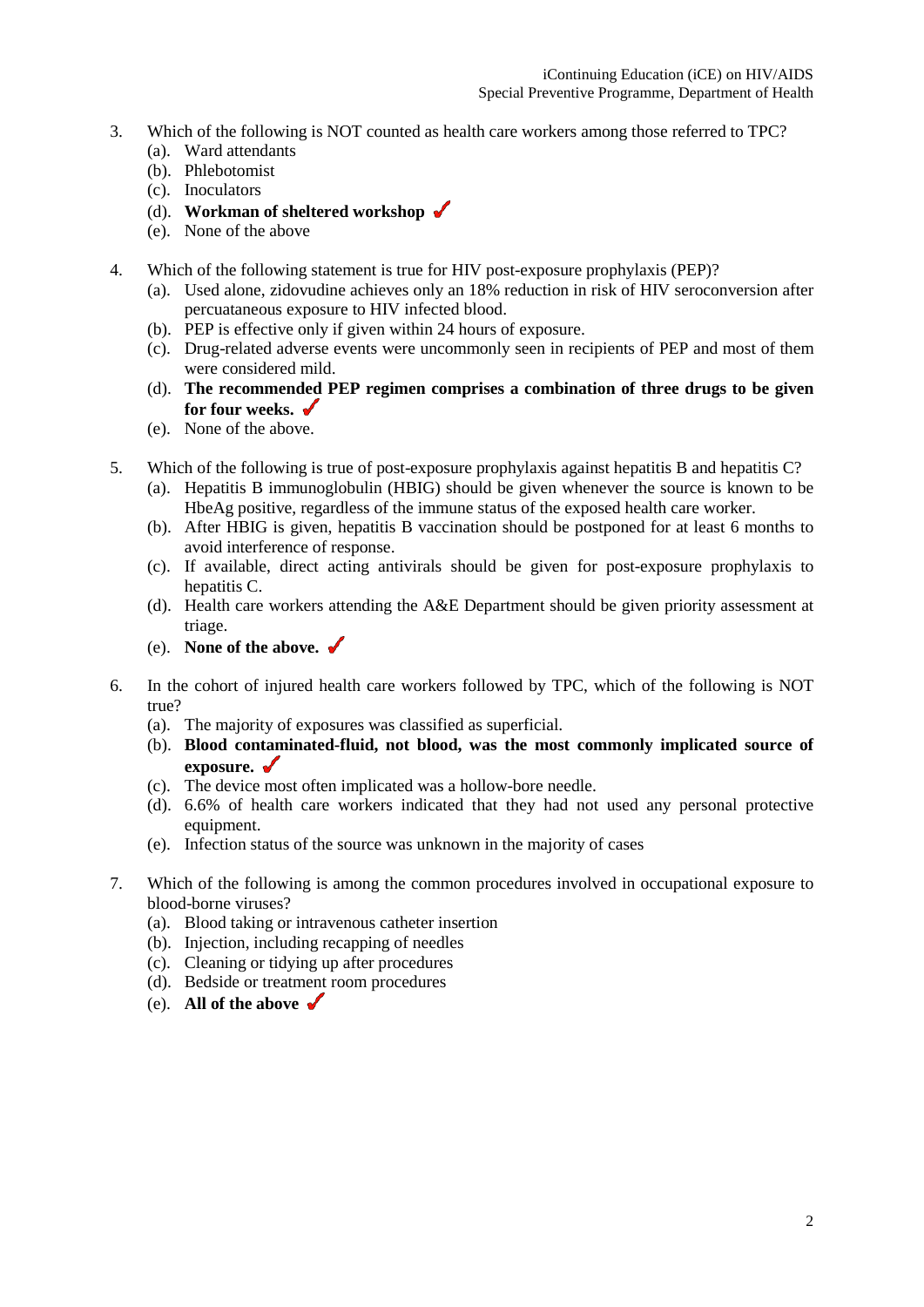3. Which of the following is NOT counted as health care workers among those referred to TPC?
   (a). Ward attendants
   (b). Phlebotomist
   (c). Inoculators
   (d). **Workman of sheltered workshop** ✓
   (e). None of the above

4. Which of the following statement is true for HIV post-exposure prophylaxis (PEP)?
   (a). Used alone, zidovudine achieves only an 18% reduction in risk of HIV seroconversion after percuataneous exposure to HIV infected blood.
   (b). PEP is effective only if given within 24 hours of exposure.
   (c). Drug-related adverse events were uncommonly seen in recipients of PEP and most of them were considered mild.
   (d). **The recommended PEP regimen comprises a combination of three drugs to be given for four weeks.** ✓
   (e). None of the above.

5. Which of the following is true of post-exposure prophylaxis against hepatitis B and hepatitis C?
   (a). Hepatitis B immunoglobulin (HBIG) should be given whenever the source is known to be HbeAg positive, regardless of the immune status of the exposed health care worker.
   (b). After HBIG is given, hepatitis B vaccination should be postponed for at least 6 months to avoid interference of response.
   (c). If available, direct acting antivirals should be given for post-exposure prophylaxis to hepatitis C.
   (d). Health care workers attending the A&E Department should be given priority assessment at triage.
   (e). **None of the above.** ✓

6. In the cohort of injured health care workers followed by TPC, which of the following is NOT true?
   (a). The majority of exposures was classified as superficial.
   (b). **Blood contaminated-fluid, not blood, was the most commonly implicated source of exposure.** ✓
   (c). The device most often implicated was a hollow-bore needle.
   (d). 6.6% of health care workers indicated that they had not used any personal protective equipment.
   (e). Infection status of the source was unknown in the majority of cases

7. Which of the following is among the common procedures involved in occupational exposure to blood-borne viruses?
   (a). Blood taking or intravenous catheter insertion
   (b). Injection, including recapping of needles
   (c). Cleaning or tidying up after procedures
   (d). Bedside or treatment room procedures
   (e). **All of the above** ✓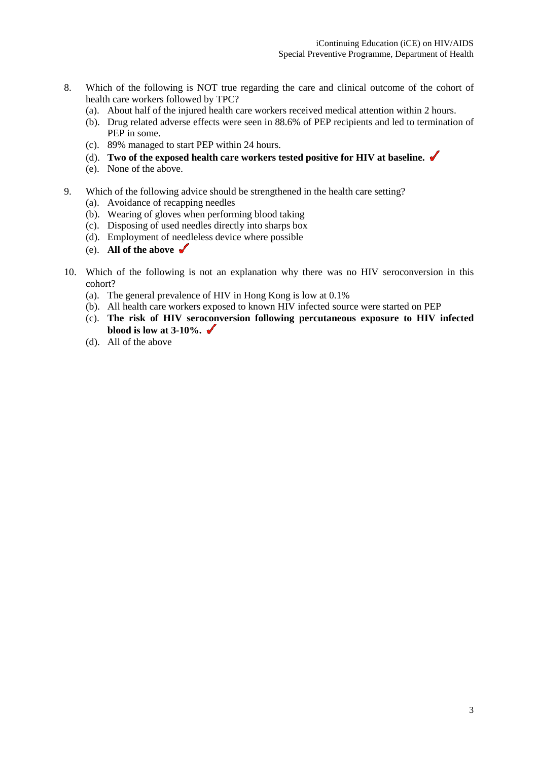8. Which of the following is NOT true regarding the care and clinical outcome of the cohort of health care workers followed by TPC?
   (a). About half of the injured health care workers received medical attention within 2 hours.
   (b). Drug related adverse effects were seen in 88.6% of PEP recipients and led to termination of PEP in some.
   (c). 89% managed to start PEP within 24 hours.
   (d). **Two of the exposed health care workers tested positive for HIV at baseline.** ✓
   (e). None of the above.

9. Which of the following advice should be strengthened in the health care setting?
   (a). Avoidance of recapping needles
   (b). Wearing of gloves when performing blood taking
   (c). Disposing of used needles directly into sharps box
   (d). Employment of needleless device where possible
   (e). **All of the above** ✓

10. Which of the following is not an explanation why there was no HIV seroconversion in this cohort?
    (a). The general prevalence of HIV in Hong Kong is low at 0.1%
    (b). All health care workers exposed to known HIV infected source were started on PEP
    (c). **The risk of HIV seroconversion following percutaneous exposure to HIV infected blood is low at 3-10%.** ✓
    (d). All of the above